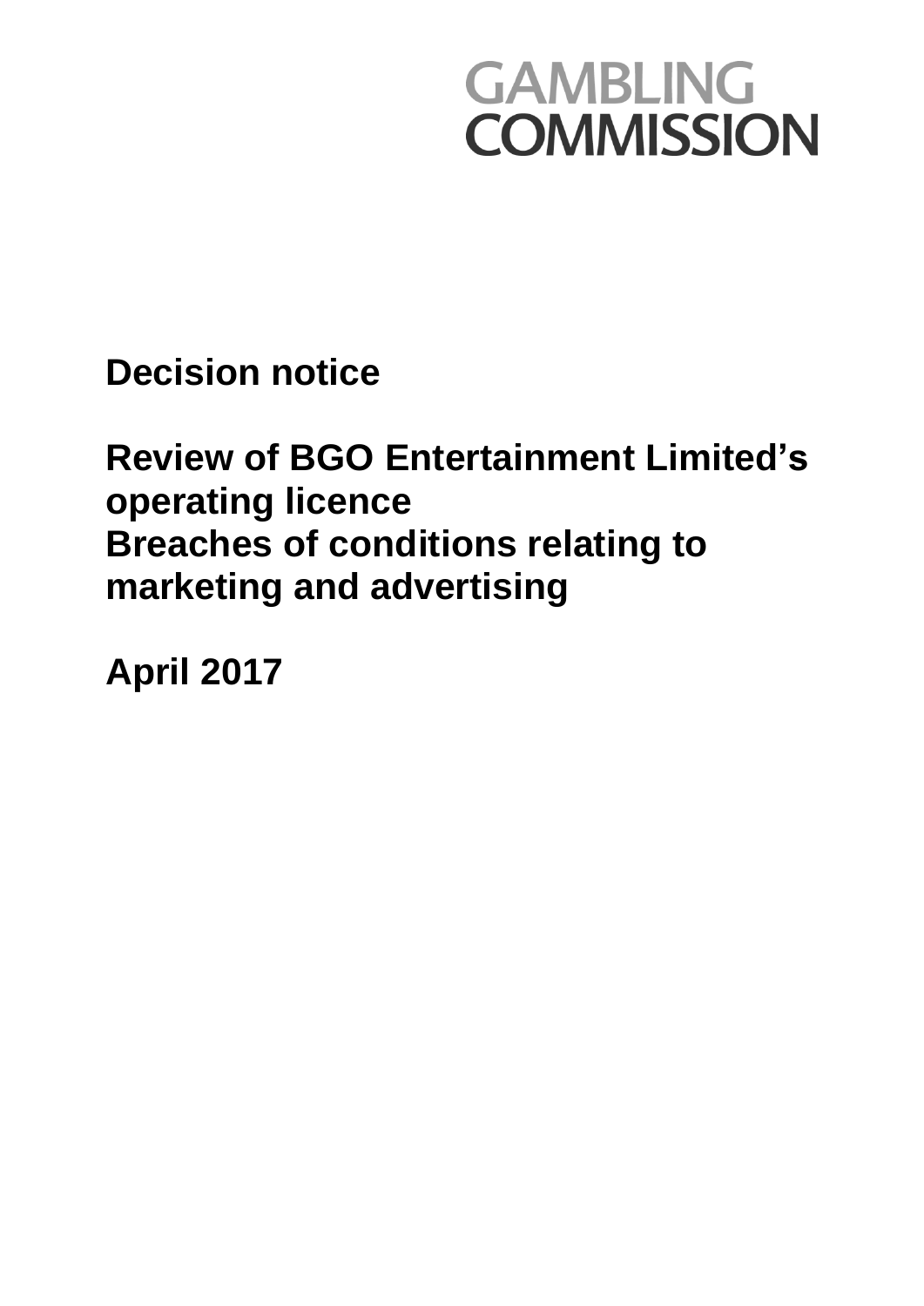GAMBLING COMMISSION

# Decision notice

# Review of BGO Entertainment Limited's operating licence
# Breaches of conditions relating to marketing and advertising

# April 2017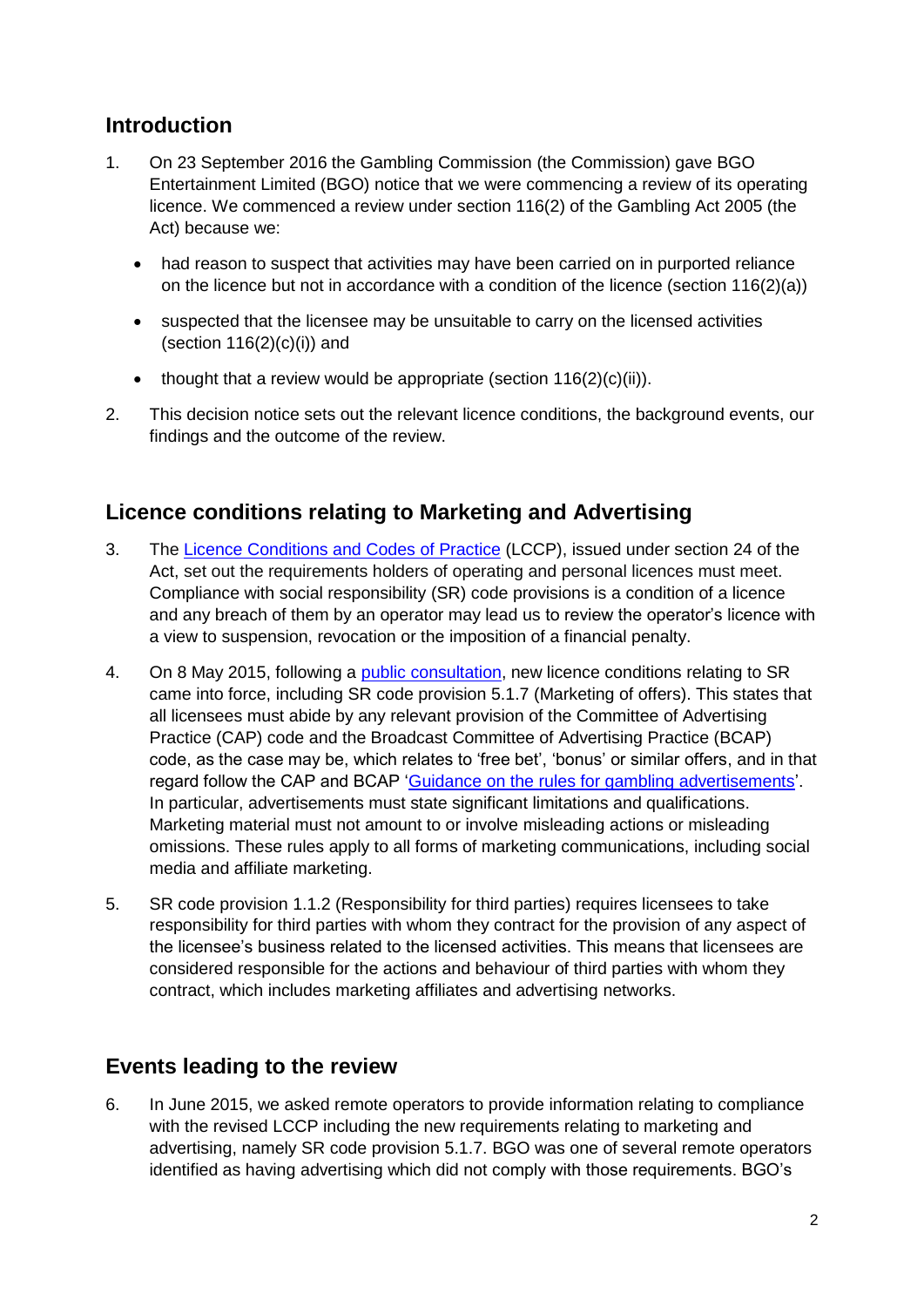## Introduction

1. On 23 September 2016 the Gambling Commission (the Commission) gave BGO Entertainment Limited (BGO) notice that we were commencing a review of its operating licence. We commenced a review under section 116(2) of the Gambling Act 2005 (the Act) because we:

   - had reason to suspect that activities may have been carried on in purported reliance on the licence but not in accordance with a condition of the licence (section 116(2)(a))
   - suspected that the licensee may be unsuitable to carry on the licensed activities (section 116(2)(c)(i)) and
   - thought that a review would be appropriate (section 116(2)(c)(ii)).

2. This decision notice sets out the relevant licence conditions, the background events, our findings and the outcome of the review.

## Licence conditions relating to Marketing and Advertising

3. The Licence Conditions and Codes of Practice (LCCP), issued under section 24 of the Act, set out the requirements holders of operating and personal licences must meet. Compliance with social responsibility (SR) code provisions is a condition of a licence and any breach of them by an operator may lead us to review the operator's licence with a view to suspension, revocation or the imposition of a financial penalty.

4. On 8 May 2015, following a public consultation, new licence conditions relating to SR came into force, including SR code provision 5.1.7 (Marketing of offers). This states that all licensees must abide by any relevant provision of the Committee of Advertising Practice (CAP) code and the Broadcast Committee of Advertising Practice (BCAP) code, as the case may be, which relates to 'free bet', 'bonus' or similar offers, and in that regard follow the CAP and BCAP 'Guidance on the rules for gambling advertisements'. In particular, advertisements must state significant limitations and qualifications. Marketing material must not amount to or involve misleading actions or misleading omissions. These rules apply to all forms of marketing communications, including social media and affiliate marketing.

5. SR code provision 1.1.2 (Responsibility for third parties) requires licensees to take responsibility for third parties with whom they contract for the provision of any aspect of the licensee's business related to the licensed activities. This means that licensees are considered responsible for the actions and behaviour of third parties with whom they contract, which includes marketing affiliates and advertising networks.

## Events leading to the review

6. In June 2015, we asked remote operators to provide information relating to compliance with the revised LCCP including the new requirements relating to marketing and advertising, namely SR code provision 5.1.7. BGO was one of several remote operators identified as having advertising which did not comply with those requirements. BGO's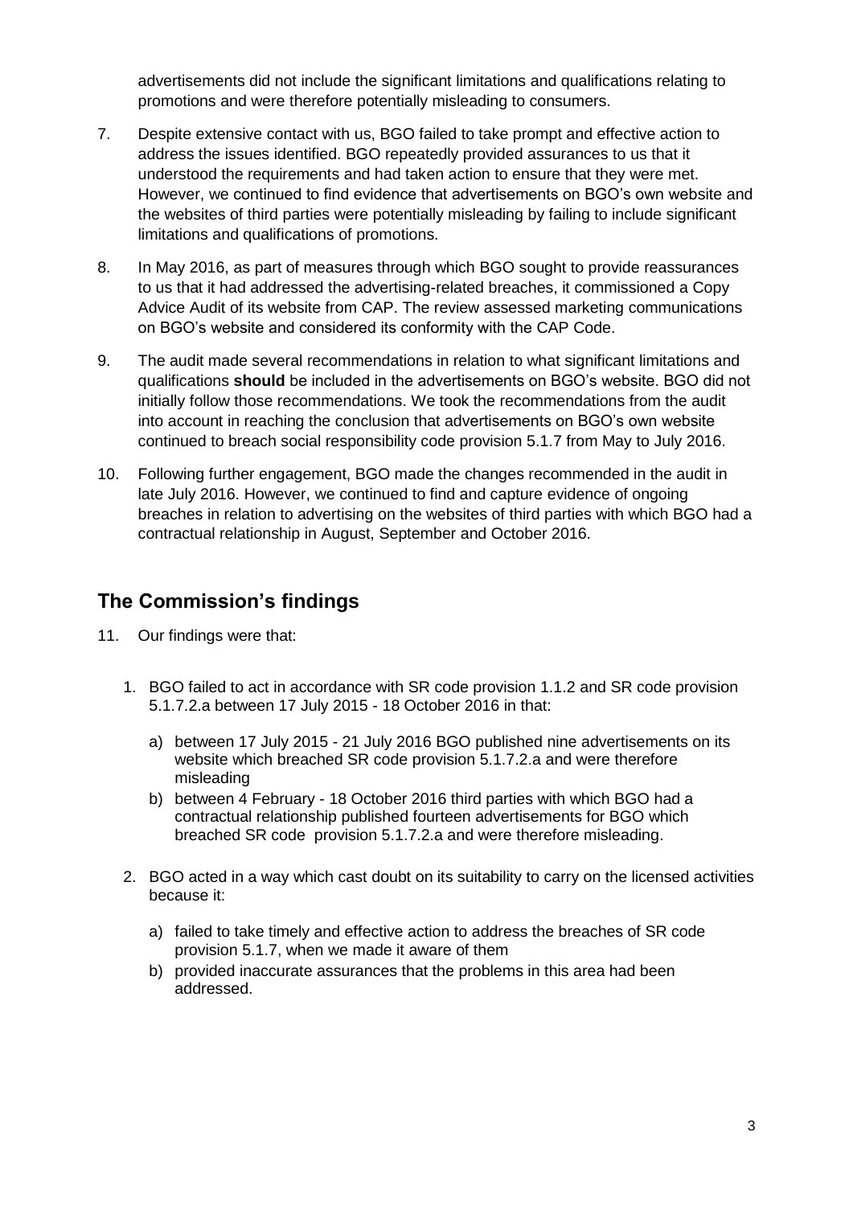advertisements did not include the significant limitations and qualifications relating to promotions and were therefore potentially misleading to consumers.

7. Despite extensive contact with us, BGO failed to take prompt and effective action to address the issues identified. BGO repeatedly provided assurances to us that it understood the requirements and had taken action to ensure that they were met. However, we continued to find evidence that advertisements on BGO's own website and the websites of third parties were potentially misleading by failing to include significant limitations and qualifications of promotions.

8. In May 2016, as part of measures through which BGO sought to provide reassurances to us that it had addressed the advertising-related breaches, it commissioned a Copy Advice Audit of its website from CAP. The review assessed marketing communications on BGO's website and considered its conformity with the CAP Code.

9. The audit made several recommendations in relation to what significant limitations and qualifications **should** be included in the advertisements on BGO's website. BGO did not initially follow those recommendations. We took the recommendations from the audit into account in reaching the conclusion that advertisements on BGO's own website continued to breach social responsibility code provision 5.1.7 from May to July 2016.

10. Following further engagement, BGO made the changes recommended in the audit in late July 2016. However, we continued to find and capture evidence of ongoing breaches in relation to advertising on the websites of third parties with which BGO had a contractual relationship in August, September and October 2016.

## The Commission's findings

11. Our findings were that:

    1. BGO failed to act in accordance with SR code provision 1.1.2 and SR code provision 5.1.7.2.a between 17 July 2015 - 18 October 2016 in that:

        a) between 17 July 2015 - 21 July 2016 BGO published nine advertisements on its website which breached SR code provision 5.1.7.2.a and were therefore misleading

        b) between 4 February - 18 October 2016 third parties with which BGO had a contractual relationship published fourteen advertisements for BGO which breached SR code provision 5.1.7.2.a and were therefore misleading.

    2. BGO acted in a way which cast doubt on its suitability to carry on the licensed activities because it:

        a) failed to take timely and effective action to address the breaches of SR code provision 5.1.7, when we made it aware of them

        b) provided inaccurate assurances that the problems in this area had been addressed.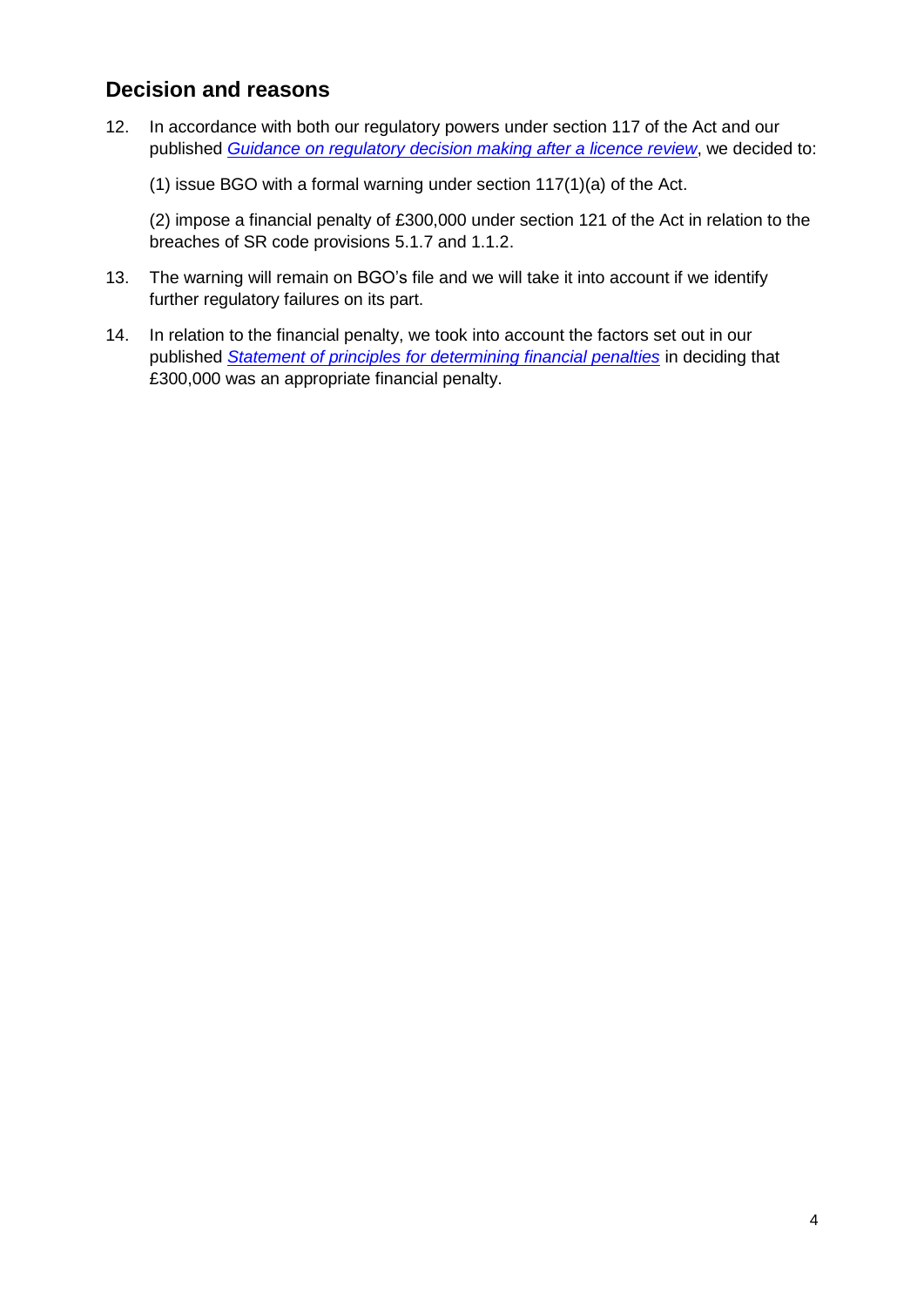## Decision and reasons

12. In accordance with both our regulatory powers under section 117 of the Act and our published *Guidance on regulatory decision making after a licence review*, we decided to:

    (1) issue BGO with a formal warning under section 117(1)(a) of the Act.

    (2) impose a financial penalty of £300,000 under section 121 of the Act in relation to the breaches of SR code provisions 5.1.7 and 1.1.2.

13. The warning will remain on BGO's file and we will take it into account if we identify further regulatory failures on its part.

14. In relation to the financial penalty, we took into account the factors set out in our published *Statement of principles for determining financial penalties* in deciding that £300,000 was an appropriate financial penalty.